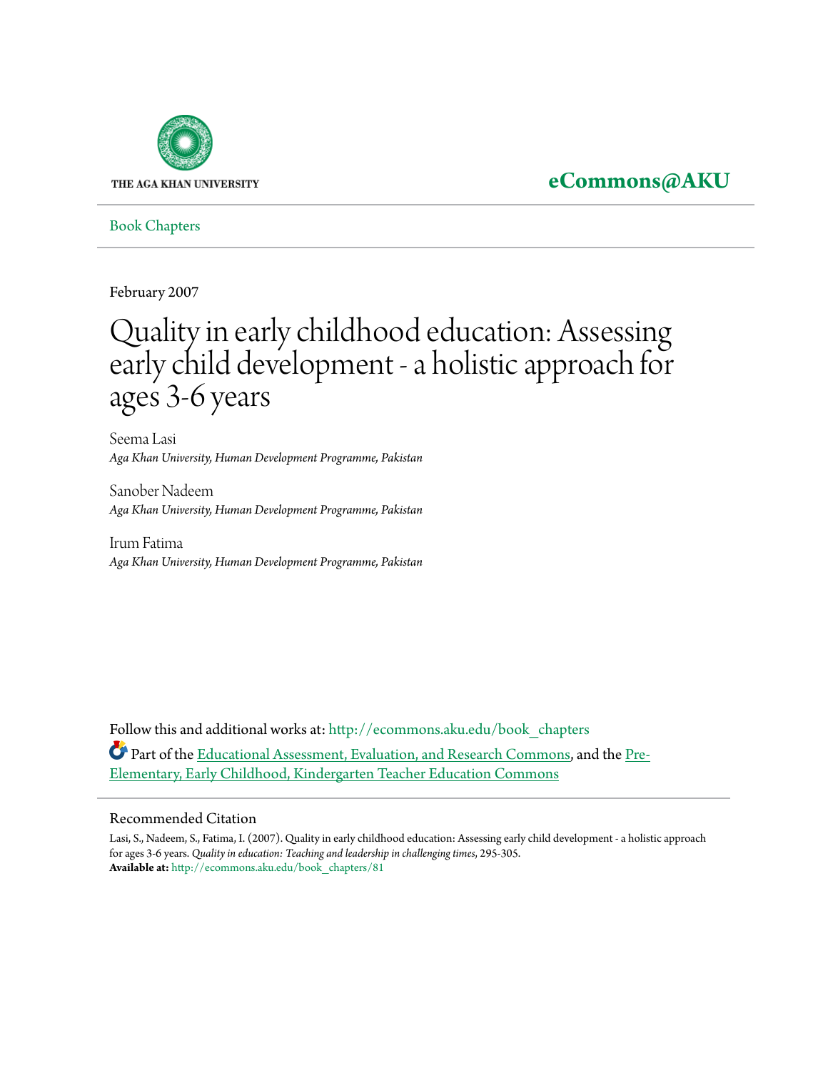THE AGA KHAN UNIVERSITY

**eCommons@AKU**

Book Chapters

February 2007

# Quality in early childhood education: Assessing early child development - a holistic approach for ages 3-6 years

Seema Lasi
*Aga Khan University, Human Development Programme, Pakistan*

Sanober Nadeem
*Aga Khan University, Human Development Programme, Pakistan*

Irum Fatima
*Aga Khan University, Human Development Programme, Pakistan*

Follow this and additional works at: http://ecommons.aku.edu/book_chapters

Part of the Educational Assessment, Evaluation, and Research Commons, and the Pre-Elementary, Early Childhood, Kindergarten Teacher Education Commons

## Recommended Citation

Lasi, S., Nadeem, S., Fatima, I. (2007). Quality in early childhood education: Assessing early child development - a holistic approach for ages 3-6 years. *Quality in education: Teaching and leadership in challenging times*, 295-305.
**Available at:** http://ecommons.aku.edu/book_chapters/81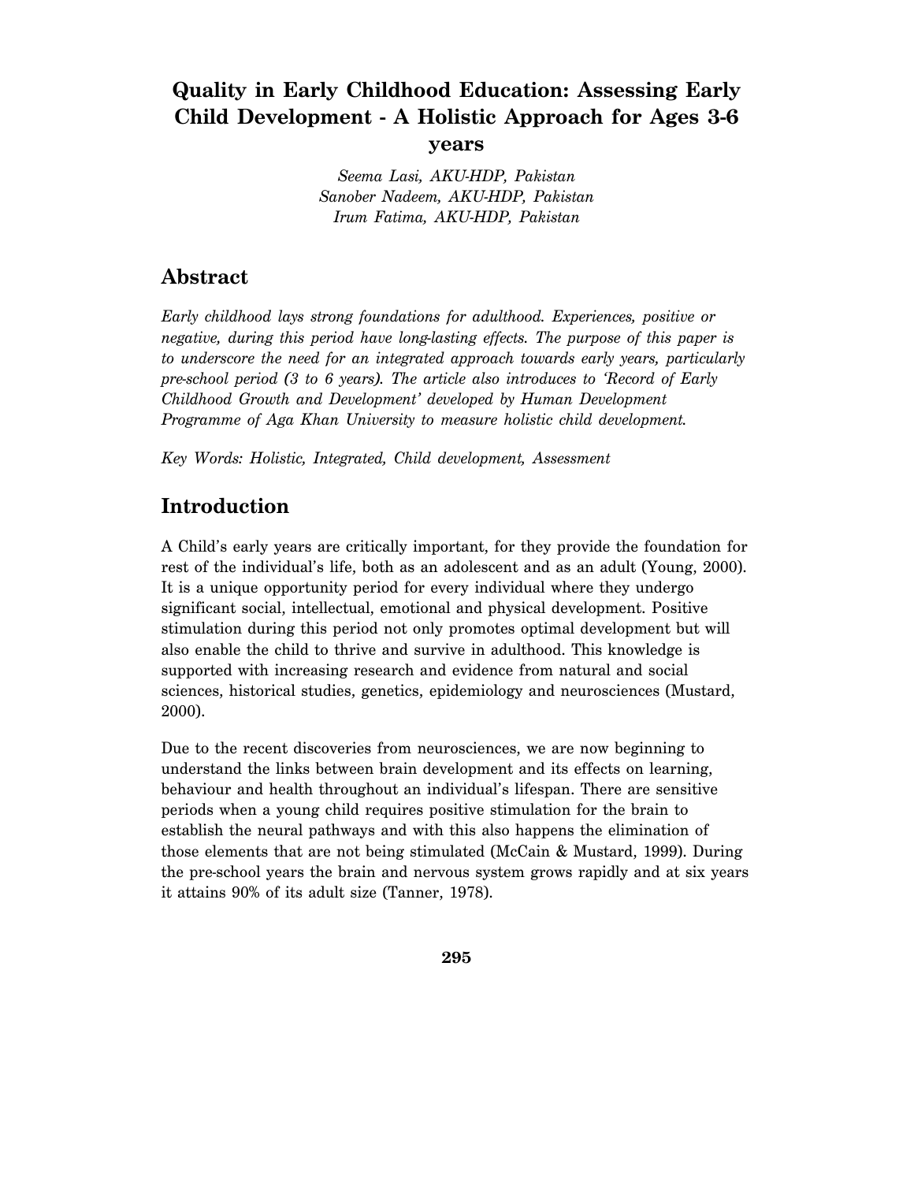# Quality in Early Childhood Education: Assessing Early Child Development - A Holistic Approach for Ages 3-6 years

*Seema Lasi, AKU-HDP, Pakistan*
*Sanober Nadeem, AKU-HDP, Pakistan*
*Irum Fatima, AKU-HDP, Pakistan*

## Abstract

*Early childhood lays strong foundations for adulthood. Experiences, positive or negative, during this period have long-lasting effects. The purpose of this paper is to underscore the need for an integrated approach towards early years, particularly pre-school period (3 to 6 years). The article also introduces to 'Record of Early Childhood Growth and Development' developed by Human Development Programme of Aga Khan University to measure holistic child development.*

*Key Words: Holistic, Integrated, Child development, Assessment*

## Introduction

A Child's early years are critically important, for they provide the foundation for rest of the individual's life, both as an adolescent and as an adult (Young, 2000). It is a unique opportunity period for every individual where they undergo significant social, intellectual, emotional and physical development. Positive stimulation during this period not only promotes optimal development but will also enable the child to thrive and survive in adulthood. This knowledge is supported with increasing research and evidence from natural and social sciences, historical studies, genetics, epidemiology and neurosciences (Mustard, 2000).

Due to the recent discoveries from neurosciences, we are now beginning to understand the links between brain development and its effects on learning, behaviour and health throughout an individual's lifespan. There are sensitive periods when a young child requires positive stimulation for the brain to establish the neural pathways and with this also happens the elimination of those elements that are not being stimulated (McCain & Mustard, 1999). During the pre-school years the brain and nervous system grows rapidly and at six years it attains 90% of its adult size (Tanner, 1978).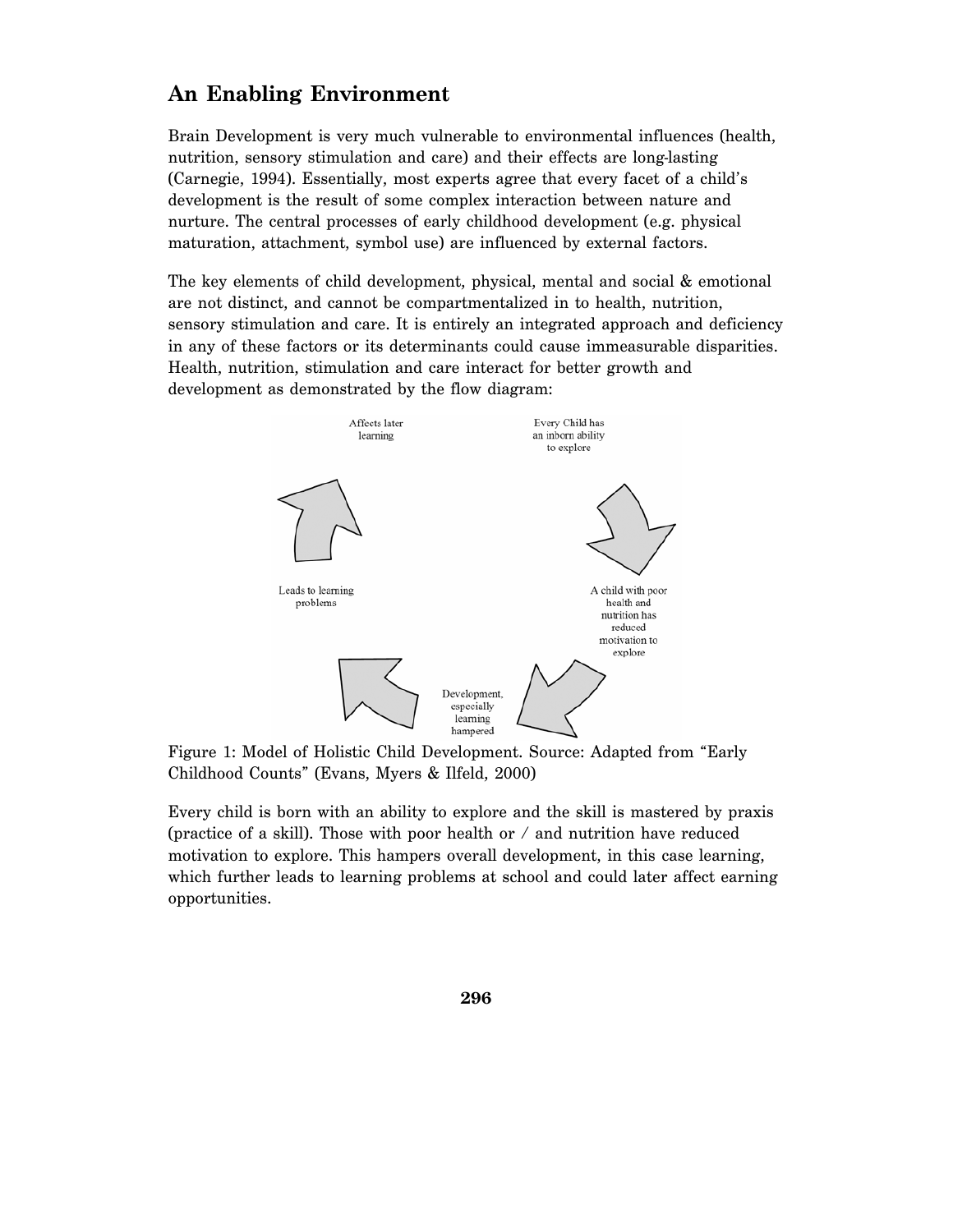## An Enabling Environment

Brain Development is very much vulnerable to environmental influences (health, nutrition, sensory stimulation and care) and their effects are long-lasting (Carnegie, 1994). Essentially, most experts agree that every facet of a child's development is the result of some complex interaction between nature and nurture. The central processes of early childhood development (e.g. physical maturation, attachment, symbol use) are influenced by external factors.

The key elements of child development, physical, mental and social & emotional are not distinct, and cannot be compartmentalized in to health, nutrition, sensory stimulation and care. It is entirely an integrated approach and deficiency in any of these factors or its determinants could cause immeasurable disparities. Health, nutrition, stimulation and care interact for better growth and development as demonstrated by the flow diagram:

Every Child has an inborn ability to explore → A child with poor health and nutrition has reduced motivation to explore → Development, especially learning hampered → Leads to learning problems → Affects later learning

Figure 1: Model of Holistic Child Development. Source: Adapted from "Early Childhood Counts" (Evans, Myers & Ilfeld, 2000)

Every child is born with an ability to explore and the skill is mastered by praxis (practice of a skill). Those with poor health or / and nutrition have reduced motivation to explore. This hampers overall development, in this case learning, which further leads to learning problems at school and could later affect earning opportunities.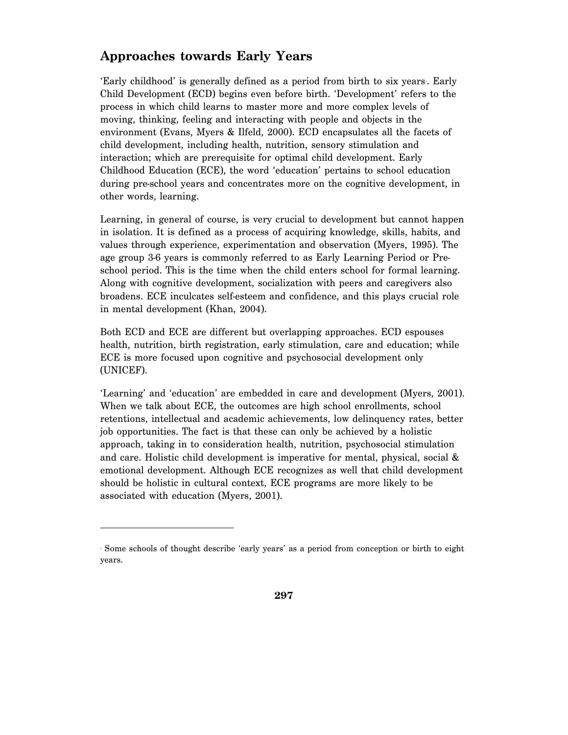## Approaches towards Early Years

'Early childhood' is generally defined as a period from birth to six years[1]. Early Child Development (ECD) begins even before birth. 'Development' refers to the process in which child learns to master more and more complex levels of moving, thinking, feeling and interacting with people and objects in the environment (Evans, Myers & Ilfeld, 2000). ECD encapsulates all the facets of child development, including health, nutrition, sensory stimulation and interaction; which are prerequisite for optimal child development. Early Childhood Education (ECE), the word 'education' pertains to school education during pre-school years and concentrates more on the cognitive development, in other words, learning.

Learning, in general of course, is very crucial to development but cannot happen in isolation. It is defined as a process of acquiring knowledge, skills, habits, and values through experience, experimentation and observation (Myers, 1995). The age group 3-6 years is commonly referred to as Early Learning Period or Pre-school period. This is the time when the child enters school for formal learning. Along with cognitive development, socialization with peers and caregivers also broadens. ECE inculcates self-esteem and confidence, and this plays crucial role in mental development (Khan, 2004).

Both ECD and ECE are different but overlapping approaches. ECD espouses health, nutrition, birth registration, early stimulation, care and education; while ECE is more focused upon cognitive and psychosocial development only (UNICEF).

'Learning' and 'education' are embedded in care and development (Myers, 2001). When we talk about ECE, the outcomes are high school enrollments, school retentions, intellectual and academic achievements, low delinquency rates, better job opportunities. The fact is that these can only be achieved by a holistic approach, taking in to consideration health, nutrition, psychosocial stimulation and care. Holistic child development is imperative for mental, physical, social & emotional development. Although ECE recognizes as well that child development should be holistic in cultural context, ECE programs are more likely to be associated with education (Myers, 2001).

---

[1] Some schools of thought describe 'early years' as a period from conception or birth to eight years.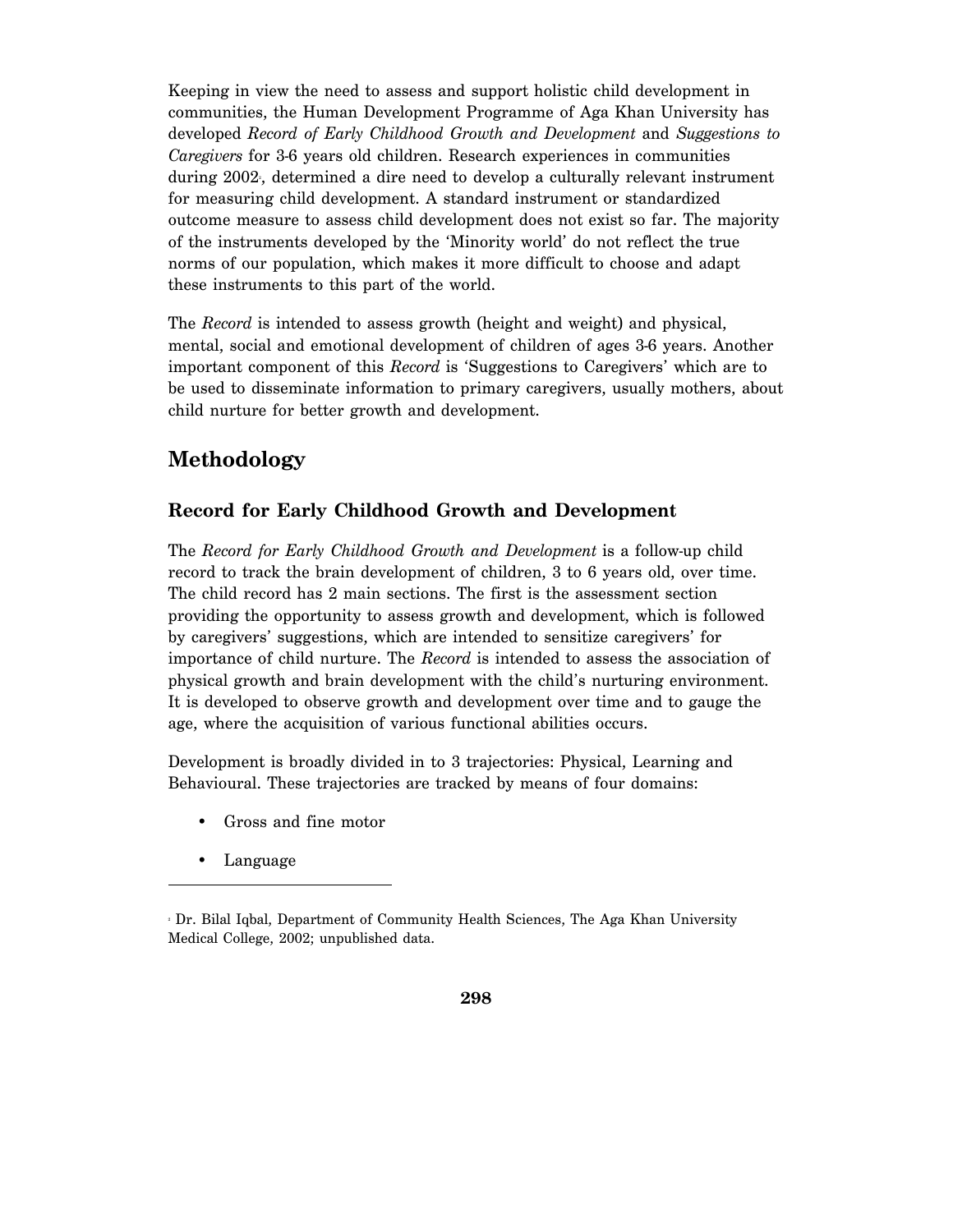Keeping in view the need to assess and support holistic child development in communities, the Human Development Programme of Aga Khan University has developed *Record of Early Childhood Growth and Development* and *Suggestions to Caregivers* for 3-6 years old children. Research experiences in communities during 2002[1], determined a dire need to develop a culturally relevant instrument for measuring child development. A standard instrument or standardized outcome measure to assess child development does not exist so far. The majority of the instruments developed by the 'Minority world' do not reflect the true norms of our population, which makes it more difficult to choose and adapt these instruments to this part of the world.

The *Record* is intended to assess growth (height and weight) and physical, mental, social and emotional development of children of ages 3-6 years. Another important component of this *Record* is 'Suggestions to Caregivers' which are to be used to disseminate information to primary caregivers, usually mothers, about child nurture for better growth and development.

## Methodology

### Record for Early Childhood Growth and Development

The *Record for Early Childhood Growth and Development* is a follow-up child record to track the brain development of children, 3 to 6 years old, over time. The child record has 2 main sections. The first is the assessment section providing the opportunity to assess growth and development, which is followed by caregivers' suggestions, which are intended to sensitize caregivers' for importance of child nurture. The *Record* is intended to assess the association of physical growth and brain development with the child's nurturing environment. It is developed to observe growth and development over time and to gauge the age, where the acquisition of various functional abilities occurs.

Development is broadly divided in to 3 trajectories: Physical, Learning and Behavioural. These trajectories are tracked by means of four domains:

- Gross and fine motor
- Language

---

[1] Dr. Bilal Iqbal, Department of Community Health Sciences, The Aga Khan University Medical College, 2002; unpublished data.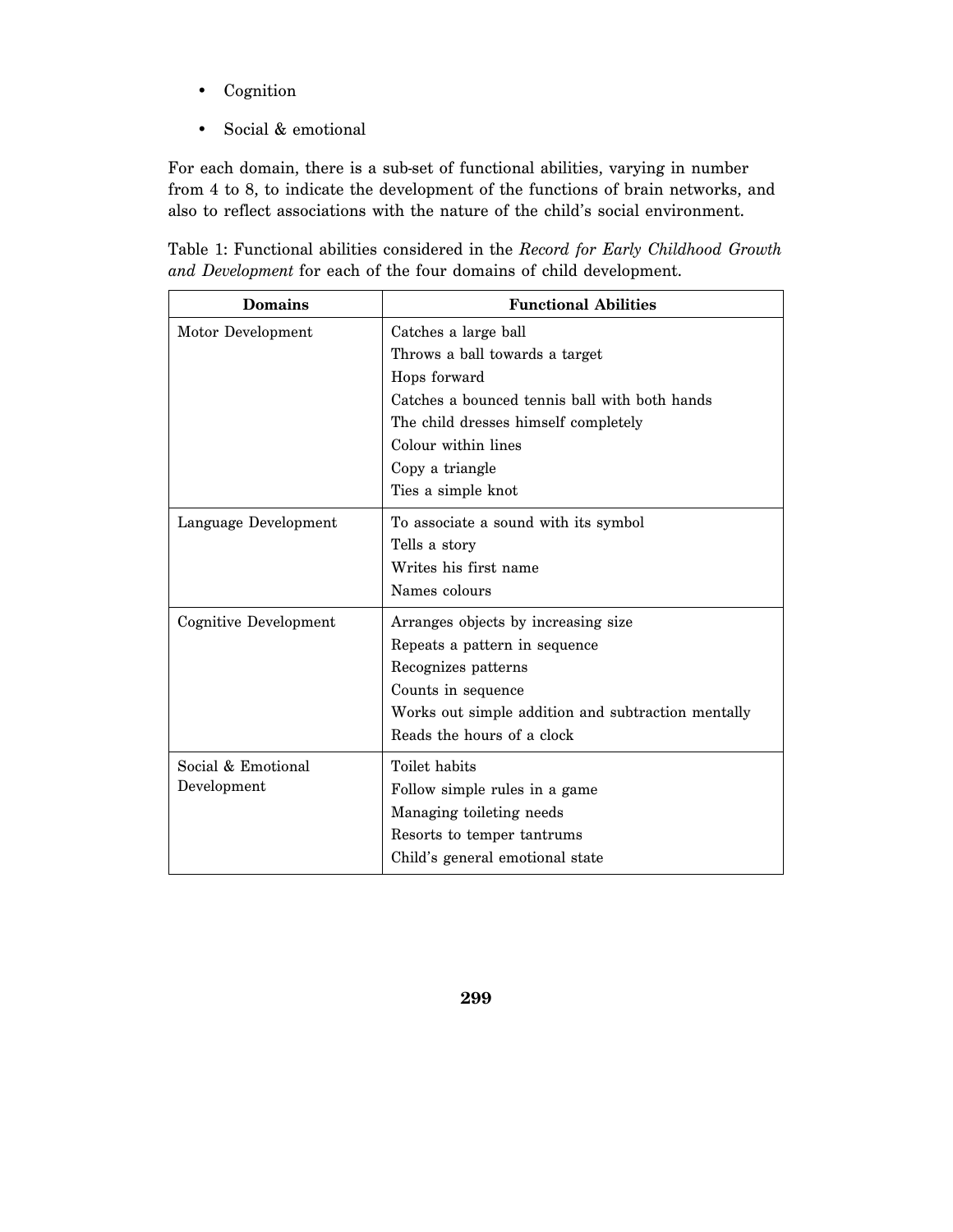- Cognition
- Social & emotional

For each domain, there is a sub-set of functional abilities, varying in number from 4 to 8, to indicate the development of the functions of brain networks, and also to reflect associations with the nature of the child's social environment.

Table 1: Functional abilities considered in the *Record for Early Childhood Growth and Development* for each of the four domains of child development.

| Domains | Functional Abilities |
| --- | --- |
| Motor Development | Catches a large ball<br>Throws a ball towards a target<br>Hops forward<br>Catches a bounced tennis ball with both hands<br>The child dresses himself completely<br>Colour within lines<br>Copy a triangle<br>Ties a simple knot |
| Language Development | To associate a sound with its symbol<br>Tells a story<br>Writes his first name<br>Names colours |
| Cognitive Development | Arranges objects by increasing size<br>Repeats a pattern in sequence<br>Recognizes patterns<br>Counts in sequence<br>Works out simple addition and subtraction mentally<br>Reads the hours of a clock |
| Social & Emotional Development | Toilet habits<br>Follow simple rules in a game<br>Managing toileting needs<br>Resorts to temper tantrums<br>Child's general emotional state |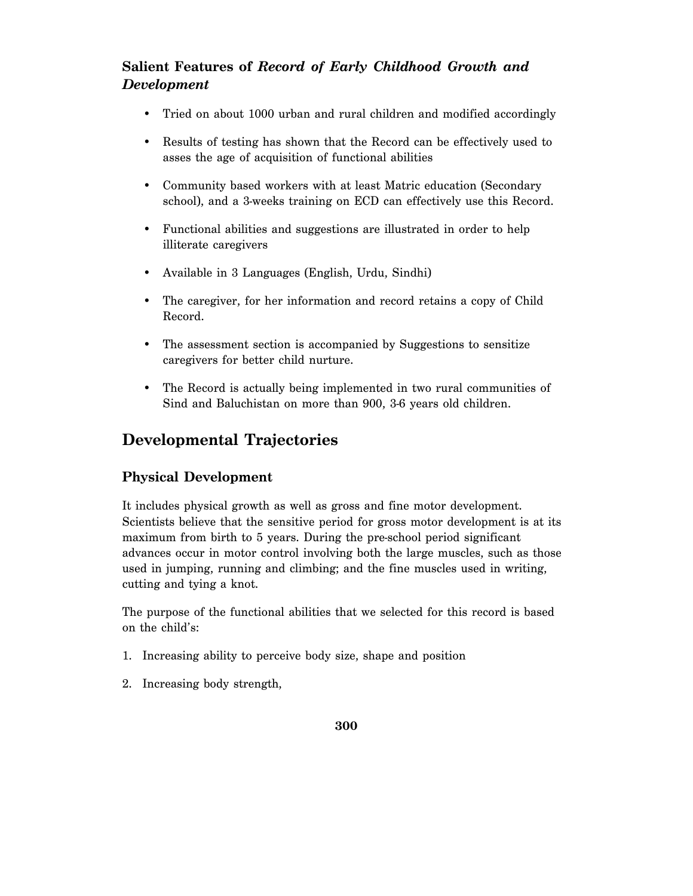### Salient Features of *Record of Early Childhood Growth and Development*

- Tried on about 1000 urban and rural children and modified accordingly
- Results of testing has shown that the Record can be effectively used to asses the age of acquisition of functional abilities
- Community based workers with at least Matric education (Secondary school), and a 3-weeks training on ECD can effectively use this Record.
- Functional abilities and suggestions are illustrated in order to help illiterate caregivers
- Available in 3 Languages (English, Urdu, Sindhi)
- The caregiver, for her information and record retains a copy of Child Record.
- The assessment section is accompanied by Suggestions to sensitize caregivers for better child nurture.
- The Record is actually being implemented in two rural communities of Sind and Baluchistan on more than 900, 3-6 years old children.

## Developmental Trajectories

### Physical Development

It includes physical growth as well as gross and fine motor development. Scientists believe that the sensitive period for gross motor development is at its maximum from birth to 5 years. During the pre-school period significant advances occur in motor control involving both the large muscles, such as those used in jumping, running and climbing; and the fine muscles used in writing, cutting and tying a knot.

The purpose of the functional abilities that we selected for this record is based on the child's:

1. Increasing ability to perceive body size, shape and position
2. Increasing body strength,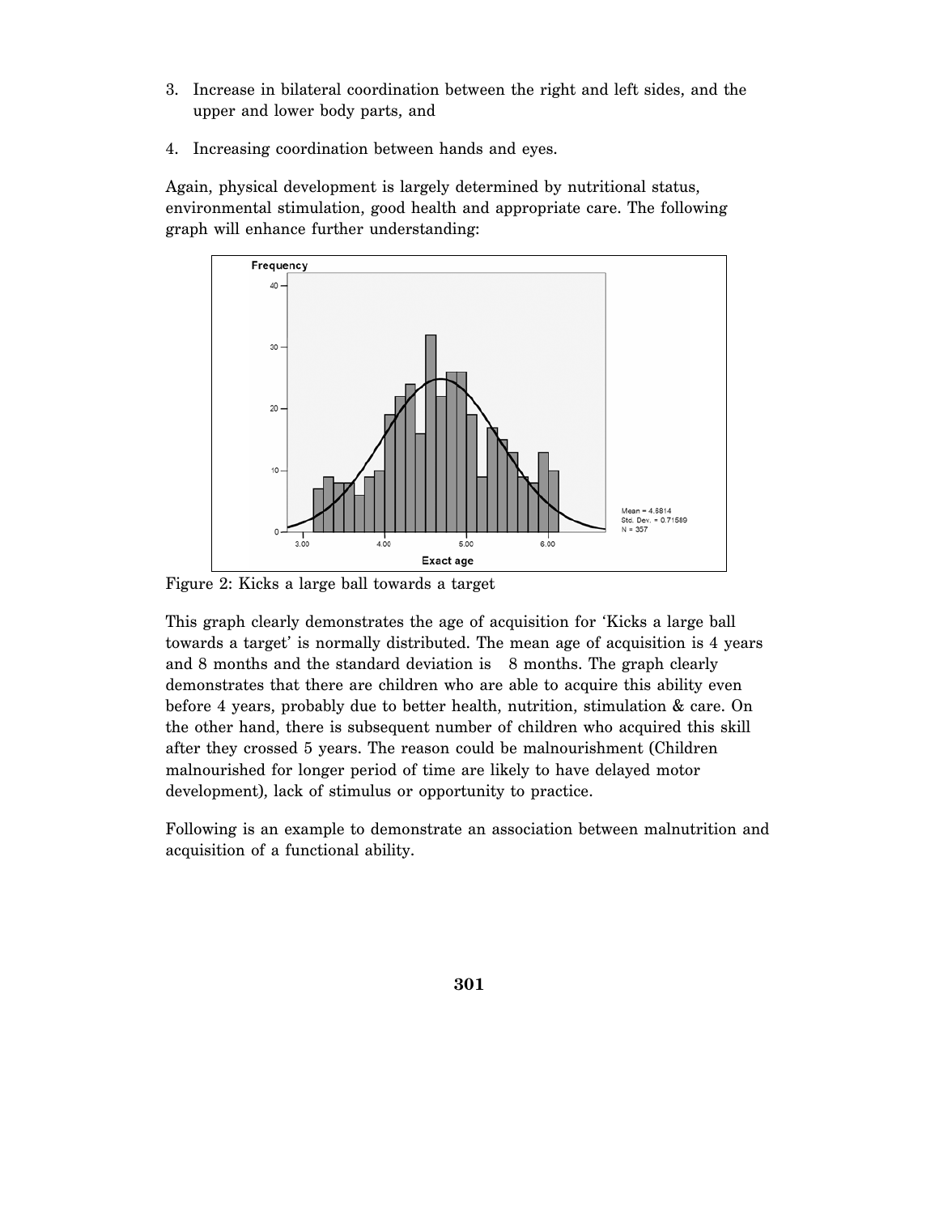3. Increase in bilateral coordination between the right and left sides, and the upper and lower body parts, and

4. Increasing coordination between hands and eyes.

Again, physical development is largely determined by nutritional status, environmental stimulation, good health and appropriate care. The following graph will enhance further understanding:

Figure 2: Kicks a large ball towards a target

This graph clearly demonstrates the age of acquisition for 'Kicks a large ball towards a target' is normally distributed. The mean age of acquisition is 4 years and 8 months and the standard deviation is 8 months. The graph clearly demonstrates that there are children who are able to acquire this ability even before 4 years, probably due to better health, nutrition, stimulation & care. On the other hand, there is subsequent number of children who acquired this skill after they crossed 5 years. The reason could be malnourishment (Children malnourished for longer period of time are likely to have delayed motor development), lack of stimulus or opportunity to practice.

Following is an example to demonstrate an association between malnutrition and acquisition of a functional ability.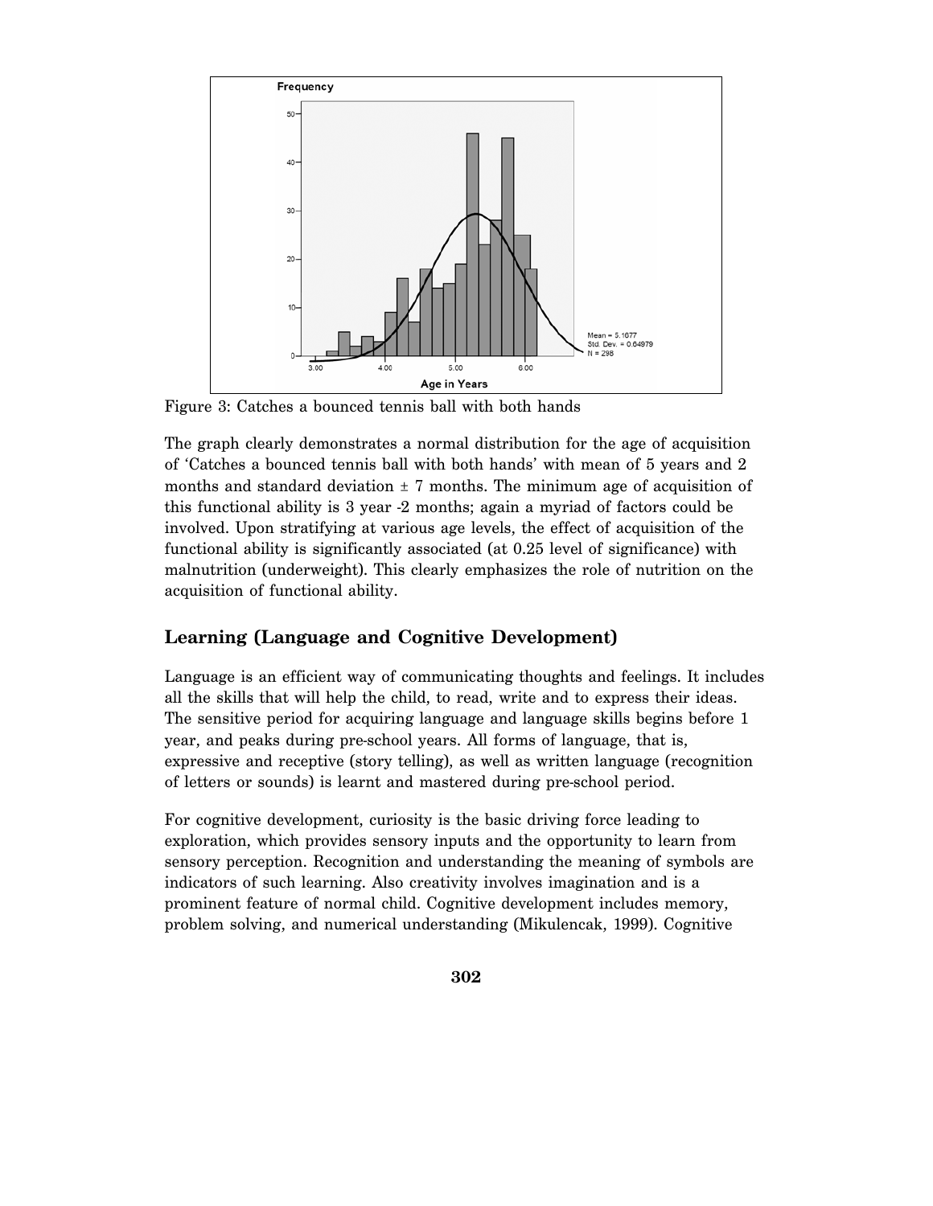Figure 3: Catches a bounced tennis ball with both hands

The graph clearly demonstrates a normal distribution for the age of acquisition of 'Catches a bounced tennis ball with both hands' with mean of 5 years and 2 months and standard deviation ± 7 months. The minimum age of acquisition of this functional ability is 3 year -2 months; again a myriad of factors could be involved. Upon stratifying at various age levels, the effect of acquisition of the functional ability is significantly associated (at 0.25 level of significance) with malnutrition (underweight). This clearly emphasizes the role of nutrition on the acquisition of functional ability.

## Learning (Language and Cognitive Development)

Language is an efficient way of communicating thoughts and feelings. It includes all the skills that will help the child, to read, write and to express their ideas. The sensitive period for acquiring language and language skills begins before 1 year, and peaks during pre-school years. All forms of language, that is, expressive and receptive (story telling), as well as written language (recognition of letters or sounds) is learnt and mastered during pre-school period.

For cognitive development, curiosity is the basic driving force leading to exploration, which provides sensory inputs and the opportunity to learn from sensory perception. Recognition and understanding the meaning of symbols are indicators of such learning. Also creativity involves imagination and is a prominent feature of normal child. Cognitive development includes memory, problem solving, and numerical understanding (Mikulencak, 1999). Cognitive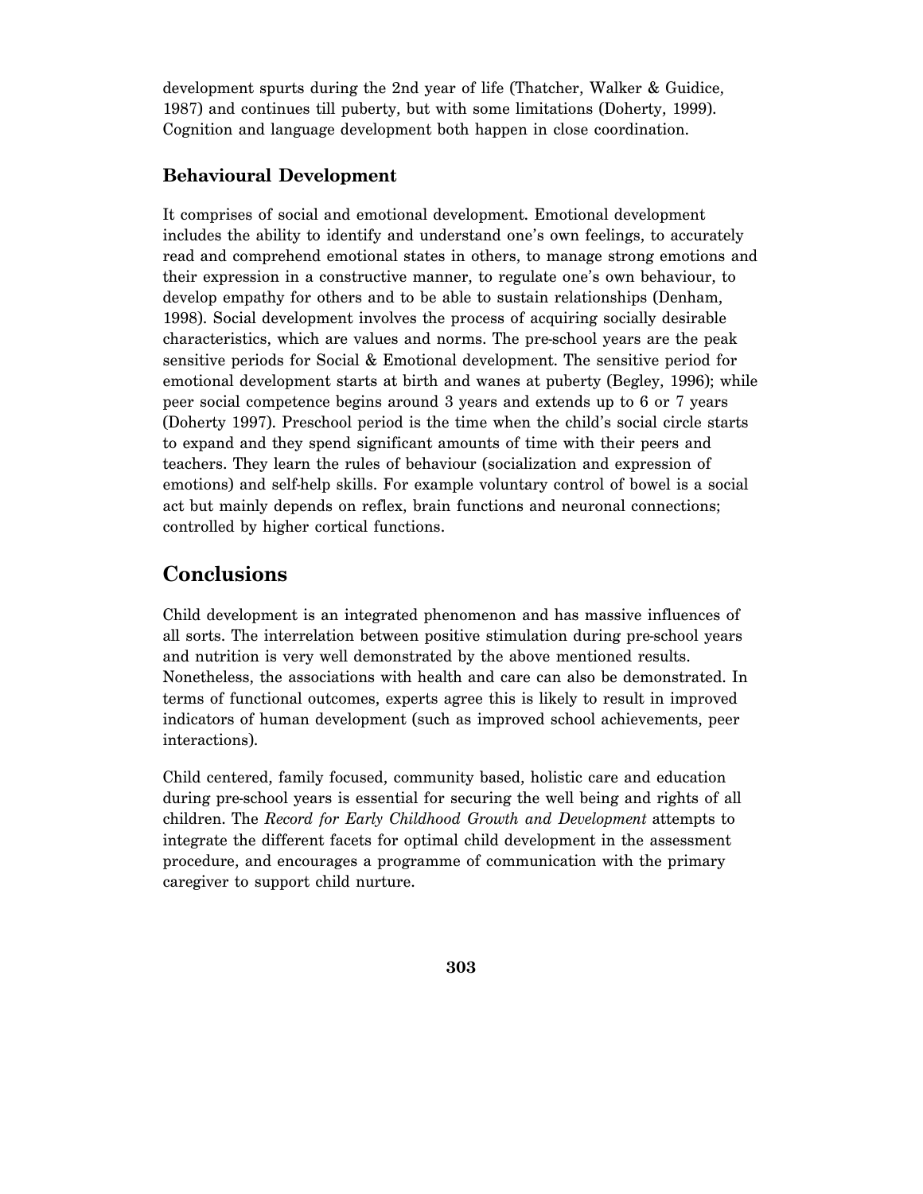development spurts during the 2nd year of life (Thatcher, Walker & Guidice, 1987) and continues till puberty, but with some limitations (Doherty, 1999). Cognition and language development both happen in close coordination.

### Behavioural Development

It comprises of social and emotional development. Emotional development includes the ability to identify and understand one's own feelings, to accurately read and comprehend emotional states in others, to manage strong emotions and their expression in a constructive manner, to regulate one's own behaviour, to develop empathy for others and to be able to sustain relationships (Denham, 1998). Social development involves the process of acquiring socially desirable characteristics, which are values and norms. The pre-school years are the peak sensitive periods for Social & Emotional development. The sensitive period for emotional development starts at birth and wanes at puberty (Begley, 1996); while peer social competence begins around 3 years and extends up to 6 or 7 years (Doherty 1997). Preschool period is the time when the child's social circle starts to expand and they spend significant amounts of time with their peers and teachers. They learn the rules of behaviour (socialization and expression of emotions) and self-help skills. For example voluntary control of bowel is a social act but mainly depends on reflex, brain functions and neuronal connections; controlled by higher cortical functions.

## Conclusions

Child development is an integrated phenomenon and has massive influences of all sorts. The interrelation between positive stimulation during pre-school years and nutrition is very well demonstrated by the above mentioned results. Nonetheless, the associations with health and care can also be demonstrated. In terms of functional outcomes, experts agree this is likely to result in improved indicators of human development (such as improved school achievements, peer interactions).

Child centered, family focused, community based, holistic care and education during pre-school years is essential for securing the well being and rights of all children. The *Record for Early Childhood Growth and Development* attempts to integrate the different facets for optimal child development in the assessment procedure, and encourages a programme of communication with the primary caregiver to support child nurture.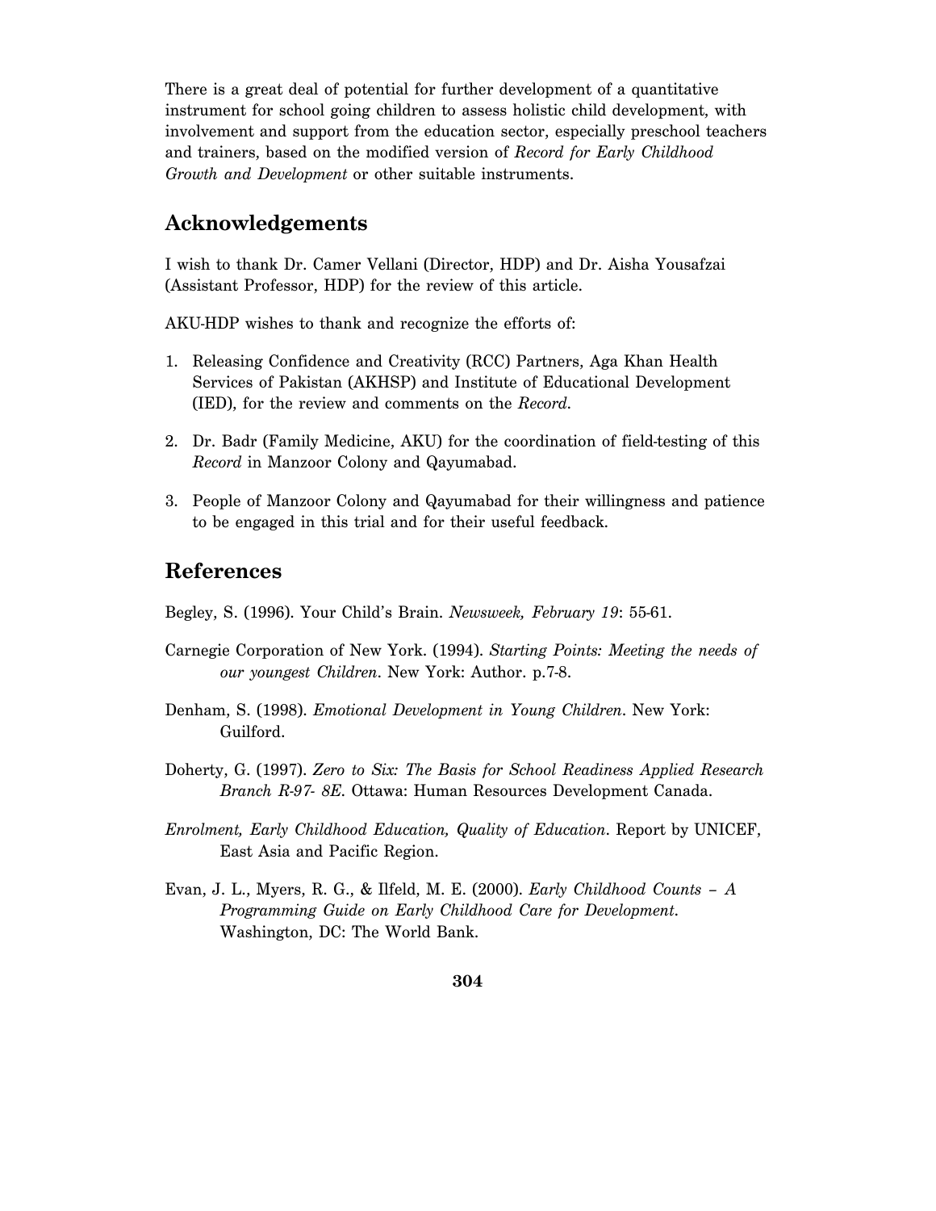There is a great deal of potential for further development of a quantitative instrument for school going children to assess holistic child development, with involvement and support from the education sector, especially preschool teachers and trainers, based on the modified version of *Record for Early Childhood Growth and Development* or other suitable instruments.

## Acknowledgements

I wish to thank Dr. Camer Vellani (Director, HDP) and Dr. Aisha Yousafzai (Assistant Professor, HDP) for the review of this article.

AKU-HDP wishes to thank and recognize the efforts of:

1. Releasing Confidence and Creativity (RCC) Partners, Aga Khan Health Services of Pakistan (AKHSP) and Institute of Educational Development (IED), for the review and comments on the *Record*.

2. Dr. Badr (Family Medicine, AKU) for the coordination of field-testing of this *Record* in Manzoor Colony and Qayumabad.

3. People of Manzoor Colony and Qayumabad for their willingness and patience to be engaged in this trial and for their useful feedback.

## References

Begley, S. (1996). Your Child's Brain. *Newsweek, February 19*: 55-61.

Carnegie Corporation of New York. (1994). *Starting Points: Meeting the needs of our youngest Children*. New York: Author. p.7-8.

Denham, S. (1998). *Emotional Development in Young Children*. New York: Guilford.

Doherty, G. (1997). *Zero to Six: The Basis for School Readiness Applied Research Branch R-97- 8E*. Ottawa: Human Resources Development Canada.

*Enrolment, Early Childhood Education, Quality of Education*. Report by UNICEF, East Asia and Pacific Region.

Evan, J. L., Myers, R. G., & Ilfeld, M. E. (2000). *Early Childhood Counts – A Programming Guide on Early Childhood Care for Development*. Washington, DC: The World Bank.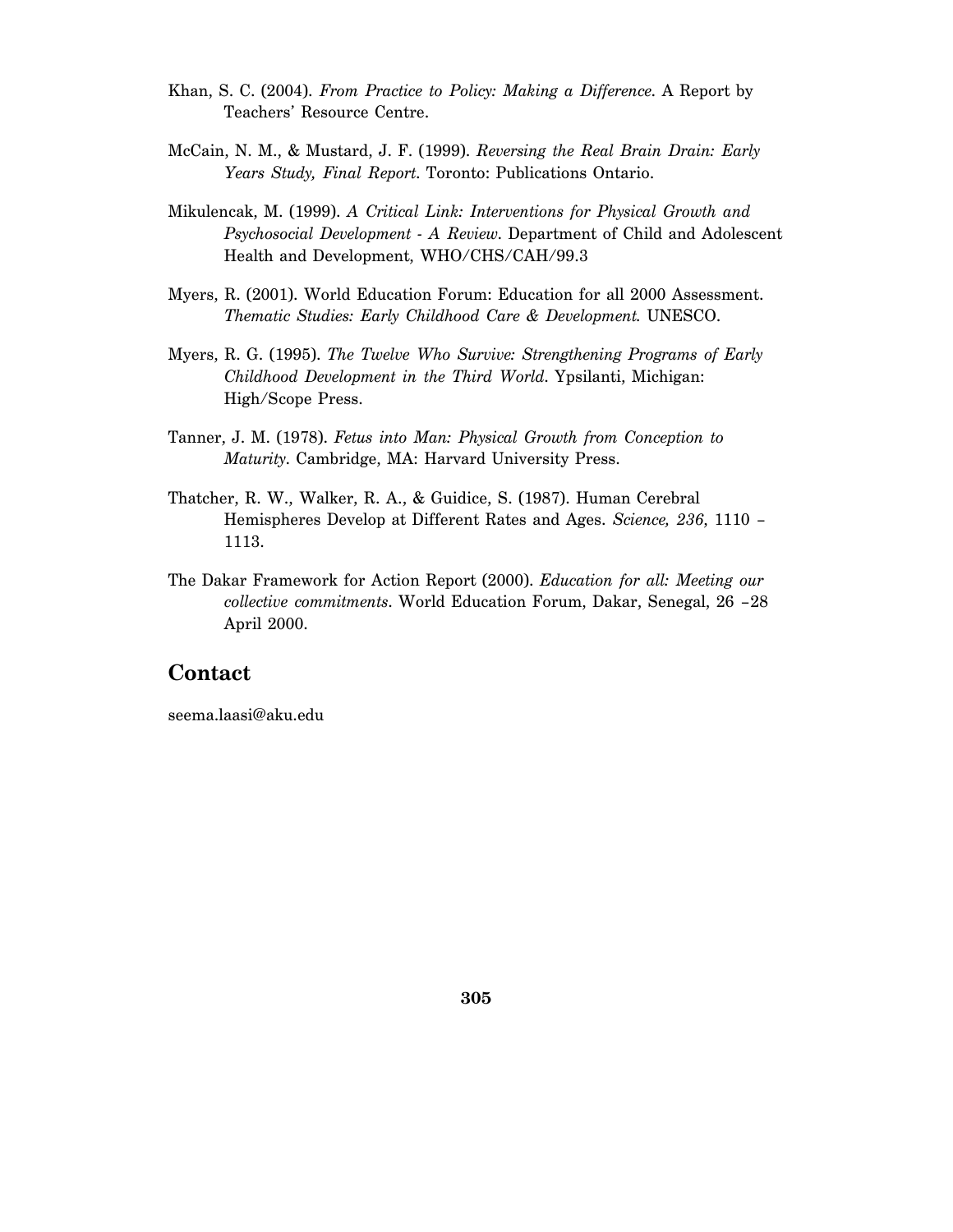Khan, S. C. (2004). *From Practice to Policy: Making a Difference*. A Report by Teachers' Resource Centre.

McCain, N. M., & Mustard, J. F. (1999). *Reversing the Real Brain Drain: Early Years Study, Final Report*. Toronto: Publications Ontario.

Mikulencak, M. (1999). *A Critical Link: Interventions for Physical Growth and Psychosocial Development - A Review*. Department of Child and Adolescent Health and Development, WHO/CHS/CAH/99.3

Myers, R. (2001). World Education Forum: Education for all 2000 Assessment. *Thematic Studies: Early Childhood Care & Development.* UNESCO.

Myers, R. G. (1995). *The Twelve Who Survive: Strengthening Programs of Early Childhood Development in the Third World*. Ypsilanti, Michigan: High/Scope Press.

Tanner, J. M. (1978). *Fetus into Man: Physical Growth from Conception to Maturity*. Cambridge, MA: Harvard University Press.

Thatcher, R. W., Walker, R. A., & Guidice, S. (1987). Human Cerebral Hemispheres Develop at Different Rates and Ages. *Science, 236*, 1110 – 1113.

The Dakar Framework for Action Report (2000). *Education for all: Meeting our collective commitments*. World Education Forum, Dakar, Senegal, 26 –28 April 2000.

## Contact

seema.laasi@aku.edu